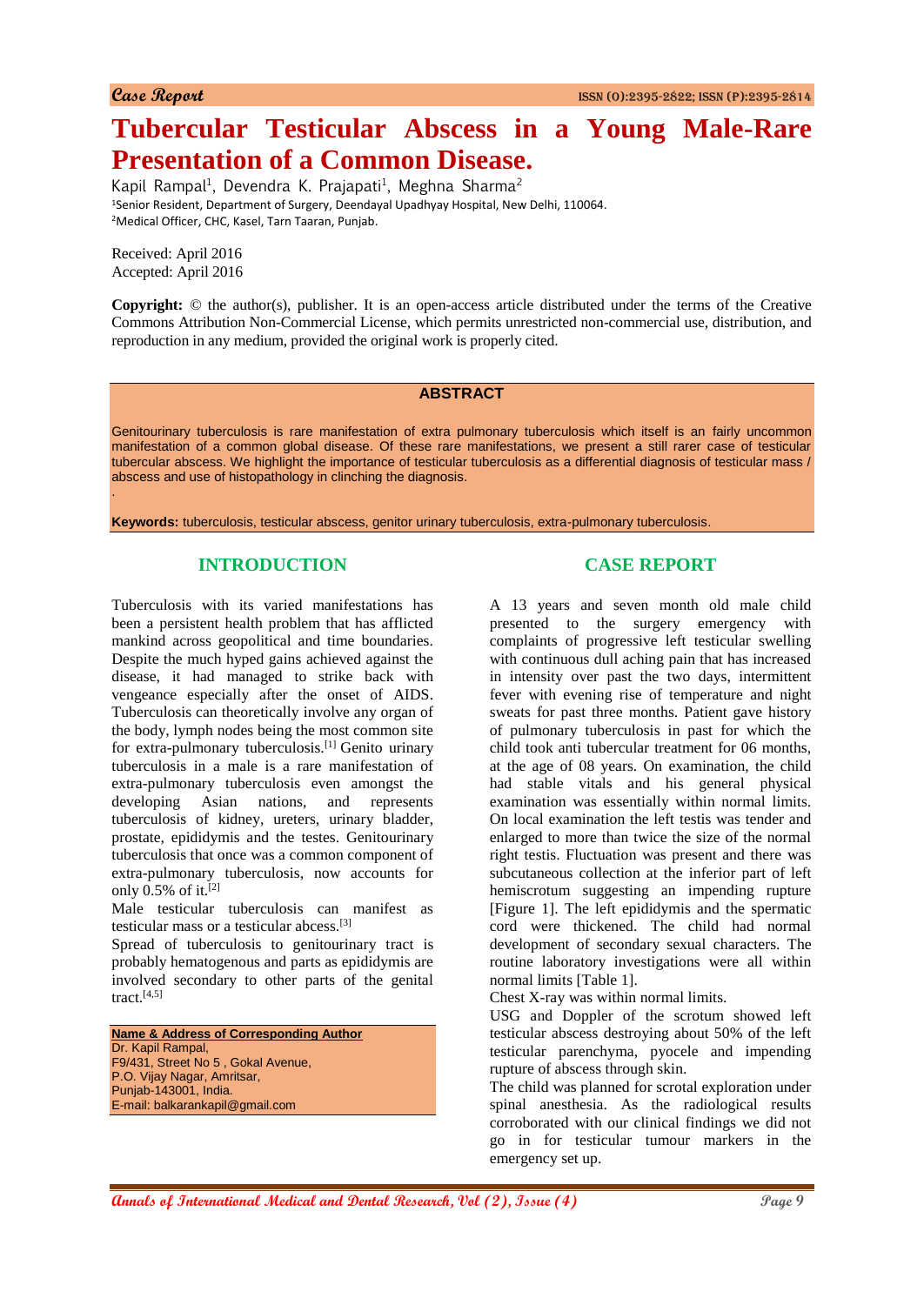Case Report

ISSN (O):2395-2822; ISSN (P):2395-2814

# Tubercular Testicular Abscess in a Young Male-Rare Presentation of a Common Disease.

Kapil Rampal[1], Devendra K. Prajapati[1], Meghna Sharma[2]

[1]Senior Resident, Department of Surgery, Deendayal Upadhyay Hospital, New Delhi, 110064.

[2]Medical Officer, CHC, Kasel, Tarn Taaran, Punjab.

Received: April 2016
Accepted: April 2016

**Copyright:** © the author(s), publisher. It is an open-access article distributed under the terms of the Creative Commons Attribution Non-Commercial License, which permits unrestricted non-commercial use, distribution, and reproduction in any medium, provided the original work is properly cited.

## ABSTRACT

Genitourinary tuberculosis is rare manifestation of extra pulmonary tuberculosis which itself is an fairly uncommon manifestation of a common global disease. Of these rare manifestations, we present a still rarer case of testicular tubercular abscess. We highlight the importance of testicular tuberculosis as a differential diagnosis of testicular mass / abscess and use of histopathology in clinching the diagnosis.

**Keywords:** tuberculosis, testicular abscess, genitor urinary tuberculosis, extra-pulmonary tuberculosis.

## INTRODUCTION

Tuberculosis with its varied manifestations has been a persistent health problem that has afflicted mankind across geopolitical and time boundaries. Despite the much hyped gains achieved against the disease, it had managed to strike back with vengeance especially after the onset of AIDS. Tuberculosis can theoretically involve any organ of the body, lymph nodes being the most common site for extra-pulmonary tuberculosis.[1] Genito urinary tuberculosis in a male is a rare manifestation of extra-pulmonary tuberculosis even amongst the developing Asian nations, and represents tuberculosis of kidney, ureters, urinary bladder, prostate, epididymis and the testes. Genitourinary tuberculosis that once was a common component of extra-pulmonary tuberculosis, now accounts for only 0.5% of it.[2]

Male testicular tuberculosis can manifest as testicular mass or a testicular abcess.[3]

Spread of tuberculosis to genitourinary tract is probably hematogenous and parts as epididymis are involved secondary to other parts of the genital tract.[4,5]

**Name & Address of Corresponding Author**
Dr. Kapil Rampal,
F9/431, Street No 5 , Gokal Avenue,
P.O. Vijay Nagar, Amritsar,
Punjab-143001, India.
E-mail: balkarankapil@gmail.com

## CASE REPORT

A 13 years and seven month old male child presented to the surgery emergency with complaints of progressive left testicular swelling with continuous dull aching pain that has increased in intensity over past the two days, intermittent fever with evening rise of temperature and night sweats for past three months. Patient gave history of pulmonary tuberculosis in past for which the child took anti tubercular treatment for 06 months, at the age of 08 years. On examination, the child had stable vitals and his general physical examination was essentially within normal limits. On local examination the left testis was tender and enlarged to more than twice the size of the normal right testis. Fluctuation was present and there was subcutaneous collection at the inferior part of left hemiscrotum suggesting an impending rupture [Figure 1]. The left epididymis and the spermatic cord were thickened. The child had normal development of secondary sexual characters. The routine laboratory investigations were all within normal limits [Table 1].

Chest X-ray was within normal limits.

USG and Doppler of the scrotum showed left testicular abscess destroying about 50% of the left testicular parenchyma, pyocele and impending rupture of abscess through skin.

The child was planned for scrotal exploration under spinal anesthesia. As the radiological results corroborated with our clinical findings we did not go in for testicular tumour markers in the emergency set up.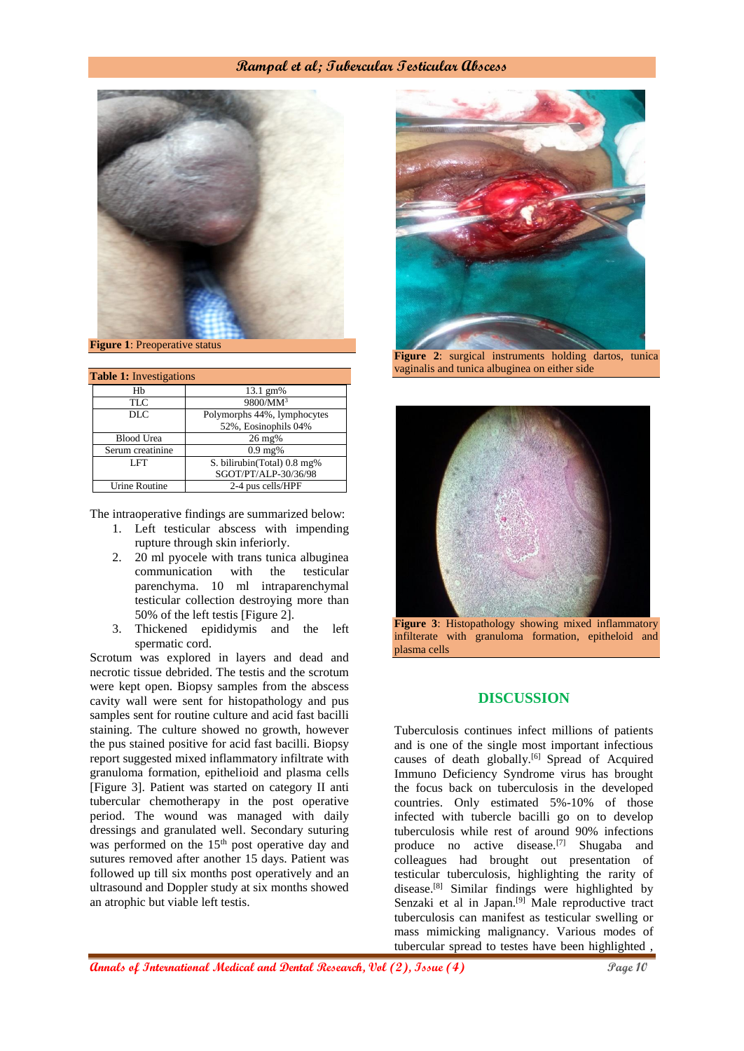Figure 1: Preoperative status

**Table 1:** Investigations

| | |
|---|---|
| Hb | 13.1 gm% |
| TLC | 9800/MM$^3$ |
| DLC | Polymorphs 44%, lymphocytes 52%, Eosinophils 04% |
| Blood Urea | 26 mg% |
| Serum creatinine | 0.9 mg% |
| LFT | S. bilirubin(Total) 0.8 mg% SGOT/PT/ALP-30/36/98 |
| Urine Routine | 2-4 pus cells/HPF |

The intraoperative findings are summarized below:

1. Left testicular abscess with impending rupture through skin inferiorly.
2. 20 ml pyocele with trans tunica albuginea communication with the testicular parenchyma. 10 ml intraparenchymal testicular collection destroying more than 50% of the left testis [Figure 2].
3. Thickened epididymis and the left spermatic cord.

Scrotum was explored in layers and dead and necrotic tissue debrided. The testis and the scrotum were kept open. Biopsy samples from the abscess cavity wall were sent for histopathology and pus samples sent for routine culture and acid fast bacilli staining. The culture showed no growth, however the pus stained positive for acid fast bacilli. Biopsy report suggested mixed inflammatory infiltrate with granuloma formation, epithelioid and plasma cells [Figure 3]. Patient was started on category II anti tubercular chemotherapy in the post operative period. The wound was managed with daily dressings and granulated well. Secondary suturing was performed on the 15th post operative day and sutures removed after another 15 days. Patient was followed up till six months post operatively and an ultrasound and Doppler study at six months showed an atrophic but viable left testis.

**Figure 2**: surgical instruments holding dartos, tunica vaginalis and tunica albuginea on either side

**Figure 3**: Histopathology showing mixed inflammatory infilterate with granuloma formation, epitheloid and plasma cells

## DISCUSSION

Tuberculosis continues infect millions of patients and is one of the single most important infectious causes of death globally.[6] Spread of Acquired Immuno Deficiency Syndrome virus has brought the focus back on tuberculosis in the developed countries. Only estimated 5%-10% of those infected with tubercle bacilli go on to develop tuberculosis while rest of around 90% infections produce no active disease.[7] Shugaba and colleagues had brought out presentation of testicular tuberculosis, highlighting the rarity of disease.[8] Similar findings were highlighted by Senzaki et al in Japan.[9] Male reproductive tract tuberculosis can manifest as testicular swelling or mass mimicking malignancy. Various modes of tubercular spread to testes have been highlighted ,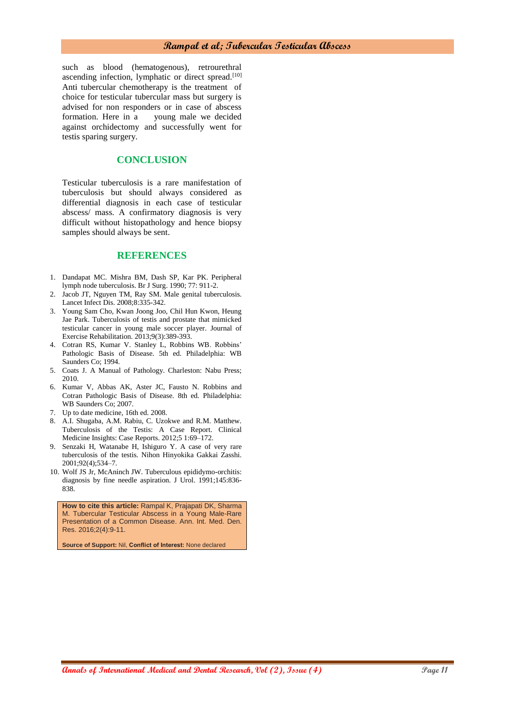such as blood (hematogenous), retrourethral ascending infection, lymphatic or direct spread.[10] Anti tubercular chemotherapy is the treatment of choice for testicular tubercular mass but surgery is advised for non responders or in case of abscess formation. Here in a young male we decided against orchidectomy and successfully went for testis sparing surgery.

## CONCLUSION

Testicular tuberculosis is a rare manifestation of tuberculosis but should always considered as differential diagnosis in each case of testicular abscess/ mass. A confirmatory diagnosis is very difficult without histopathology and hence biopsy samples should always be sent.

## REFERENCES

1. Dandapat MC. Mishra BM, Dash SP, Kar PK. Peripheral lymph node tuberculosis. Br J Surg. 1990; 77: 911-2.
2. Jacob JT, Nguyen TM, Ray SM. Male genital tuberculosis. Lancet Infect Dis. 2008;8:335-342.
3. Young Sam Cho, Kwan Joong Joo, Chil Hun Kwon, Heung Jae Park. Tuberculosis of testis and prostate that mimicked testicular cancer in young male soccer player. Journal of Exercise Rehabilitation. 2013;9(3):389-393.
4. Cotran RS, Kumar V. Stanley L, Robbins WB. Robbins' Pathologic Basis of Disease. 5th ed. Philadelphia: WB Saunders Co; 1994.
5. Coats J. A Manual of Pathology. Charleston: Nabu Press; 2010.
6. Kumar V, Abbas AK, Aster JC, Fausto N. Robbins and Cotran Pathologic Basis of Disease. 8th ed. Philadelphia: WB Saunders Co; 2007.
7. Up to date medicine, 16th ed. 2008.
8. A.I. Shugaba, A.M. Rabiu, C. Uzokwe and R.M. Matthew. Tuberculosis of the Testis: A Case Report. Clinical Medicine Insights: Case Reports. 2012;5 1:69–172.
9. Senzaki H, Watanabe H, Ishiguro Y. A case of very rare tuberculosis of the testis. Nihon Hinyokika Gakkai Zasshi. 2001;92(4);534–7.
10. Wolf JS Jr, McAninch JW. Tuberculous epididymo-orchitis: diagnosis by fine needle aspiration. J Urol. 1991;145:836-838.

**How to cite this article:** Rampal K, Prajapati DK, Sharma M. Tubercular Testicular Abscess in a Young Male-Rare Presentation of a Common Disease. Ann. Int. Med. Den. Res. 2016;2(4):9-11.

**Source of Support:** Nil, **Conflict of Interest:** None declared